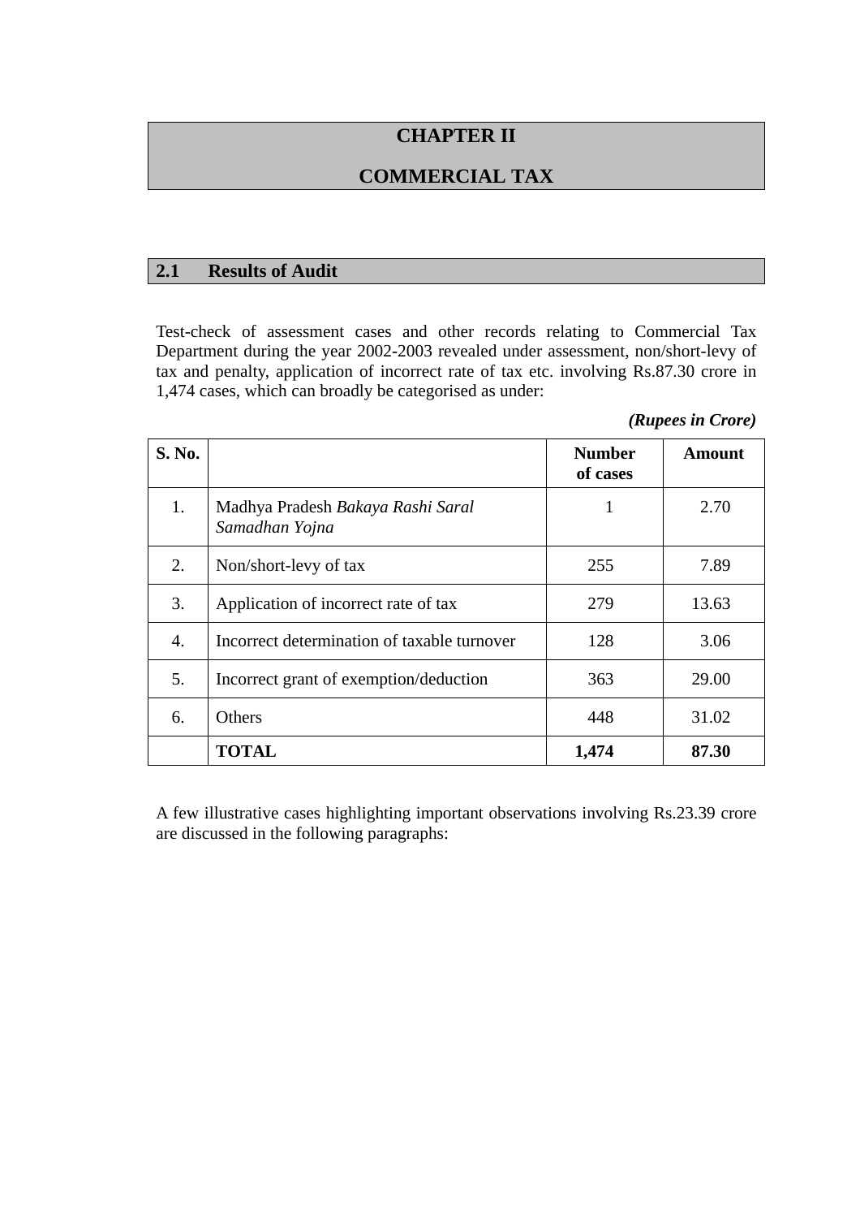# CHAPTER II

# COMMERCIAL TAX

## 2.1 Results of Audit

Test-check of assessment cases and other records relating to Commercial Tax Department during the year 2002-2003 revealed under assessment, non/short-levy of tax and penalty, application of incorrect rate of tax etc. involving Rs.87.30 crore in 1,474 cases, which can broadly be categorised as under:

***(Rupees in Crore)***

| S. No. | | Number of cases | Amount |
|---|---|---|---|
| 1. | Madhya Pradesh *Bakaya Rashi Saral Samadhan Yojna* | 1 | 2.70 |
| 2. | Non/short-levy of tax | 255 | 7.89 |
| 3. | Application of incorrect rate of tax | 279 | 13.63 |
| 4. | Incorrect determination of taxable turnover | 128 | 3.06 |
| 5. | Incorrect grant of exemption/deduction | 363 | 29.00 |
| 6. | Others | 448 | 31.02 |
| | **TOTAL** | **1,474** | **87.30** |

A few illustrative cases highlighting important observations involving Rs.23.39 crore are discussed in the following paragraphs: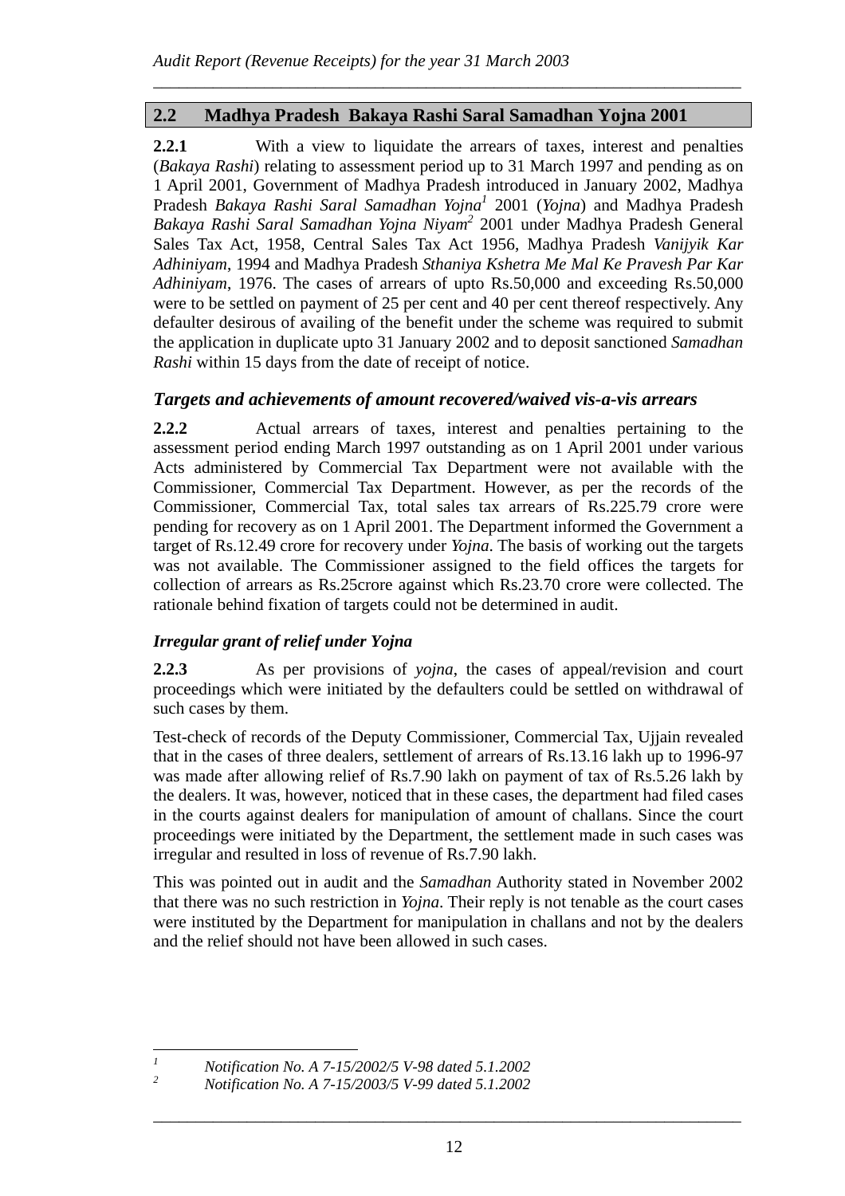## 2.2 Madhya Pradesh Bakaya Rashi Saral Samadhan Yojna 2001

**2.2.1** With a view to liquidate the arrears of taxes, interest and penalties (*Bakaya Rashi*) relating to assessment period up to 31 March 1997 and pending as on 1 April 2001, Government of Madhya Pradesh introduced in January 2002, Madhya Pradesh *Bakaya Rashi Saral Samadhan Yojna*[1] 2001 (*Yojna*) and Madhya Pradesh *Bakaya Rashi Saral Samadhan Yojna Niyam*[2] 2001 under Madhya Pradesh General Sales Tax Act, 1958, Central Sales Tax Act 1956, Madhya Pradesh *Vanijyik Kar Adhiniyam*, 1994 and Madhya Pradesh *Sthaniya Kshetra Me Mal Ke Pravesh Par Kar Adhiniyam*, 1976. The cases of arrears of upto Rs.50,000 and exceeding Rs.50,000 were to be settled on payment of 25 per cent and 40 per cent thereof respectively. Any defaulter desirous of availing of the benefit under the scheme was required to submit the application in duplicate upto 31 January 2002 and to deposit sanctioned *Samadhan Rashi* within 15 days from the date of receipt of notice.

### *Targets and achievements of amount recovered/waived vis-a-vis arrears*

**2.2.2** Actual arrears of taxes, interest and penalties pertaining to the assessment period ending March 1997 outstanding as on 1 April 2001 under various Acts administered by Commercial Tax Department were not available with the Commissioner, Commercial Tax Department. However, as per the records of the Commissioner, Commercial Tax, total sales tax arrears of Rs.225.79 crore were pending for recovery as on 1 April 2001. The Department informed the Government a target of Rs.12.49 crore for recovery under *Yojna*. The basis of working out the targets was not available. The Commissioner assigned to the field offices the targets for collection of arrears as Rs.25crore against which Rs.23.70 crore were collected. The rationale behind fixation of targets could not be determined in audit.

### *Irregular grant of relief under Yojna*

**2.2.3** As per provisions of *yojna*, the cases of appeal/revision and court proceedings which were initiated by the defaulters could be settled on withdrawal of such cases by them.

Test-check of records of the Deputy Commissioner, Commercial Tax, Ujjain revealed that in the cases of three dealers, settlement of arrears of Rs.13.16 lakh up to 1996-97 was made after allowing relief of Rs.7.90 lakh on payment of tax of Rs.5.26 lakh by the dealers. It was, however, noticed that in these cases, the department had filed cases in the courts against dealers for manipulation of amount of challans. Since the court proceedings were initiated by the Department, the settlement made in such cases was irregular and resulted in loss of revenue of Rs.7.90 lakh.

This was pointed out in audit and the *Samadhan* Authority stated in November 2002 that there was no such restriction in *Yojna*. Their reply is not tenable as the court cases were instituted by the Department for manipulation in challans and not by the dealers and the relief should not have been allowed in such cases.

---

[1] *Notification No. A 7-15/2002/5 V-98 dated 5.1.2002*

[2] *Notification No. A 7-15/2003/5 V-99 dated 5.1.2002*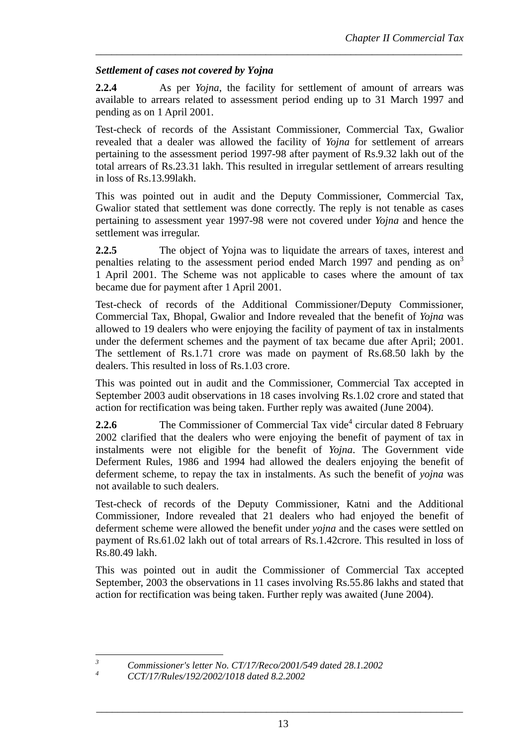### *Settlement of cases not covered by Yojna*

**2.2.4** As per *Yojna*, the facility for settlement of amount of arrears was available to arrears related to assessment period ending up to 31 March 1997 and pending as on 1 April 2001.

Test-check of records of the Assistant Commissioner, Commercial Tax, Gwalior revealed that a dealer was allowed the facility of *Yojna* for settlement of arrears pertaining to the assessment period 1997-98 after payment of Rs.9.32 lakh out of the total arrears of Rs.23.31 lakh. This resulted in irregular settlement of arrears resulting in loss of Rs.13.99lakh.

This was pointed out in audit and the Deputy Commissioner, Commercial Tax, Gwalior stated that settlement was done correctly. The reply is not tenable as cases pertaining to assessment year 1997-98 were not covered under *Yojna* and hence the settlement was irregular.

**2.2.5** The object of Yojna was to liquidate the arrears of taxes, interest and penalties relating to the assessment period ended March 1997 and pending as on[3] 1 April 2001. The Scheme was not applicable to cases where the amount of tax became due for payment after 1 April 2001.

Test-check of records of the Additional Commissioner/Deputy Commissioner, Commercial Tax, Bhopal, Gwalior and Indore revealed that the benefit of *Yojna* was allowed to 19 dealers who were enjoying the facility of payment of tax in instalments under the deferment schemes and the payment of tax became due after April; 2001. The settlement of Rs.1.71 crore was made on payment of Rs.68.50 lakh by the dealers. This resulted in loss of Rs.1.03 crore.

This was pointed out in audit and the Commissioner, Commercial Tax accepted in September 2003 audit observations in 18 cases involving Rs.1.02 crore and stated that action for rectification was being taken. Further reply was awaited (June 2004).

**2.2.6** The Commissioner of Commercial Tax vide[4] circular dated 8 February 2002 clarified that the dealers who were enjoying the benefit of payment of tax in instalments were not eligible for the benefit of *Yojna*. The Government vide Deferment Rules, 1986 and 1994 had allowed the dealers enjoying the benefit of deferment scheme, to repay the tax in instalments. As such the benefit of *yojna* was not available to such dealers.

Test-check of records of the Deputy Commissioner, Katni and the Additional Commissioner, Indore revealed that 21 dealers who had enjoyed the benefit of deferment scheme were allowed the benefit under *yojna* and the cases were settled on payment of Rs.61.02 lakh out of total arrears of Rs.1.42crore. This resulted in loss of Rs.80.49 lakh.

This was pointed out in audit the Commissioner of Commercial Tax accepted September, 2003 the observations in 11 cases involving Rs.55.86 lakhs and stated that action for rectification was being taken. Further reply was awaited (June 2004).

---

[3] *Commissioner's letter No. CT/17/Reco/2001/549 dated 28.1.2002*

[4] *CCT/17/Rules/192/2002/1018 dated 8.2.2002*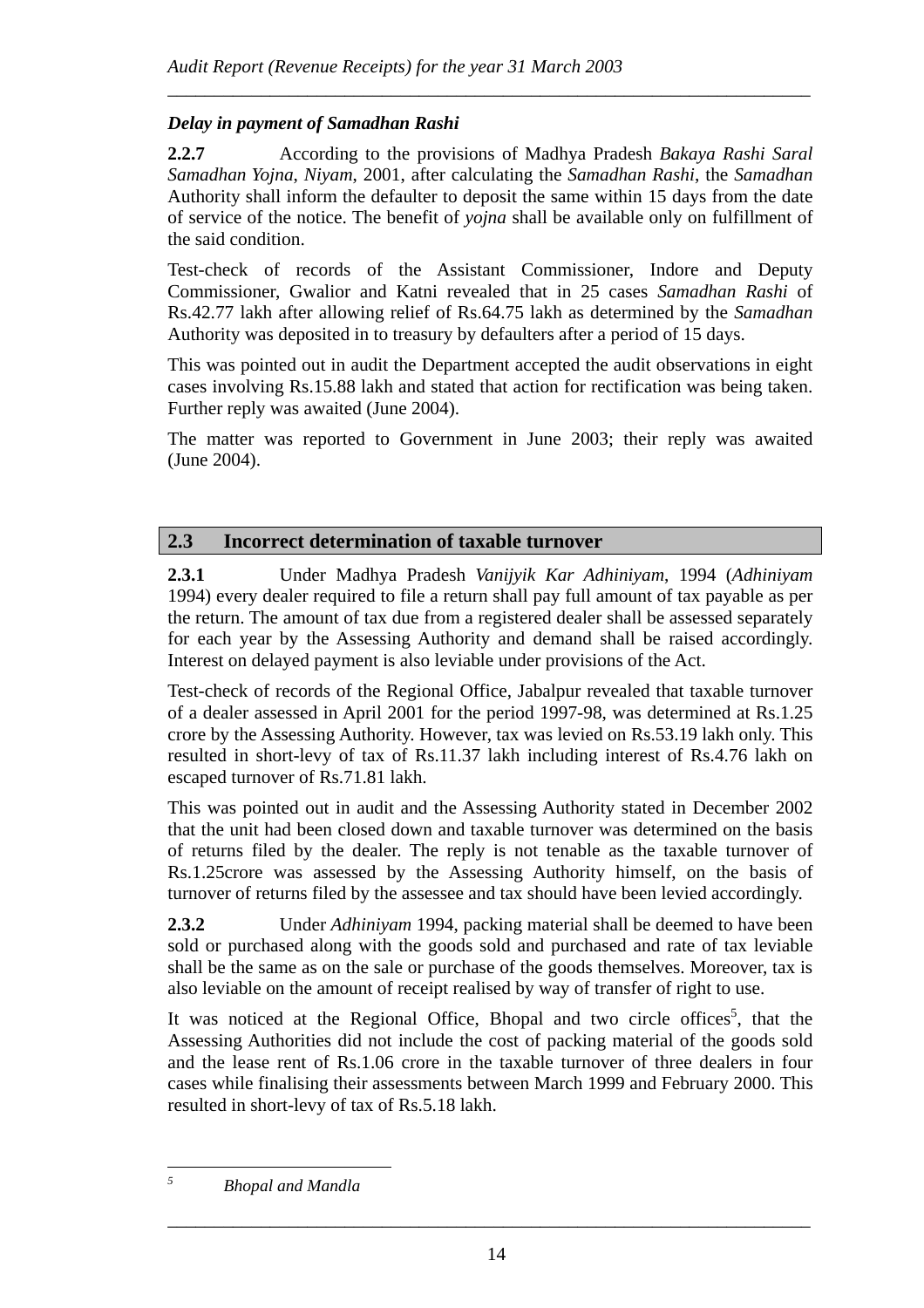***Delay in payment of Samadhan Rashi***

**2.2.7** According to the provisions of Madhya Pradesh *Bakaya Rashi Saral Samadhan Yojna, Niyam*, 2001, after calculating the *Samadhan Rashi*, the *Samadhan* Authority shall inform the defaulter to deposit the same within 15 days from the date of service of the notice. The benefit of *yojna* shall be available only on fulfillment of the said condition.

Test-check of records of the Assistant Commissioner, Indore and Deputy Commissioner, Gwalior and Katni revealed that in 25 cases *Samadhan Rashi* of Rs.42.77 lakh after allowing relief of Rs.64.75 lakh as determined by the *Samadhan* Authority was deposited in to treasury by defaulters after a period of 15 days.

This was pointed out in audit the Department accepted the audit observations in eight cases involving Rs.15.88 lakh and stated that action for rectification was being taken. Further reply was awaited (June 2004).

The matter was reported to Government in June 2003; their reply was awaited (June 2004).

## 2.3 Incorrect determination of taxable turnover

**2.3.1** Under Madhya Pradesh *Vanijyik Kar Adhiniyam*, 1994 (*Adhiniyam* 1994) every dealer required to file a return shall pay full amount of tax payable as per the return. The amount of tax due from a registered dealer shall be assessed separately for each year by the Assessing Authority and demand shall be raised accordingly. Interest on delayed payment is also leviable under provisions of the Act.

Test-check of records of the Regional Office, Jabalpur revealed that taxable turnover of a dealer assessed in April 2001 for the period 1997-98, was determined at Rs.1.25 crore by the Assessing Authority. However, tax was levied on Rs.53.19 lakh only. This resulted in short-levy of tax of Rs.11.37 lakh including interest of Rs.4.76 lakh on escaped turnover of Rs.71.81 lakh.

This was pointed out in audit and the Assessing Authority stated in December 2002 that the unit had been closed down and taxable turnover was determined on the basis of returns filed by the dealer. The reply is not tenable as the taxable turnover of Rs.1.25crore was assessed by the Assessing Authority himself, on the basis of turnover of returns filed by the assessee and tax should have been levied accordingly.

**2.3.2** Under *Adhiniyam* 1994, packing material shall be deemed to have been sold or purchased along with the goods sold and purchased and rate of tax leviable shall be the same as on the sale or purchase of the goods themselves. Moreover, tax is also leviable on the amount of receipt realised by way of transfer of right to use.

It was noticed at the Regional Office, Bhopal and two circle offices[5], that the Assessing Authorities did not include the cost of packing material of the goods sold and the lease rent of Rs.1.06 crore in the taxable turnover of three dealers in four cases while finalising their assessments between March 1999 and February 2000. This resulted in short-levy of tax of Rs.5.18 lakh.

---

[5] *Bhopal and Mandla*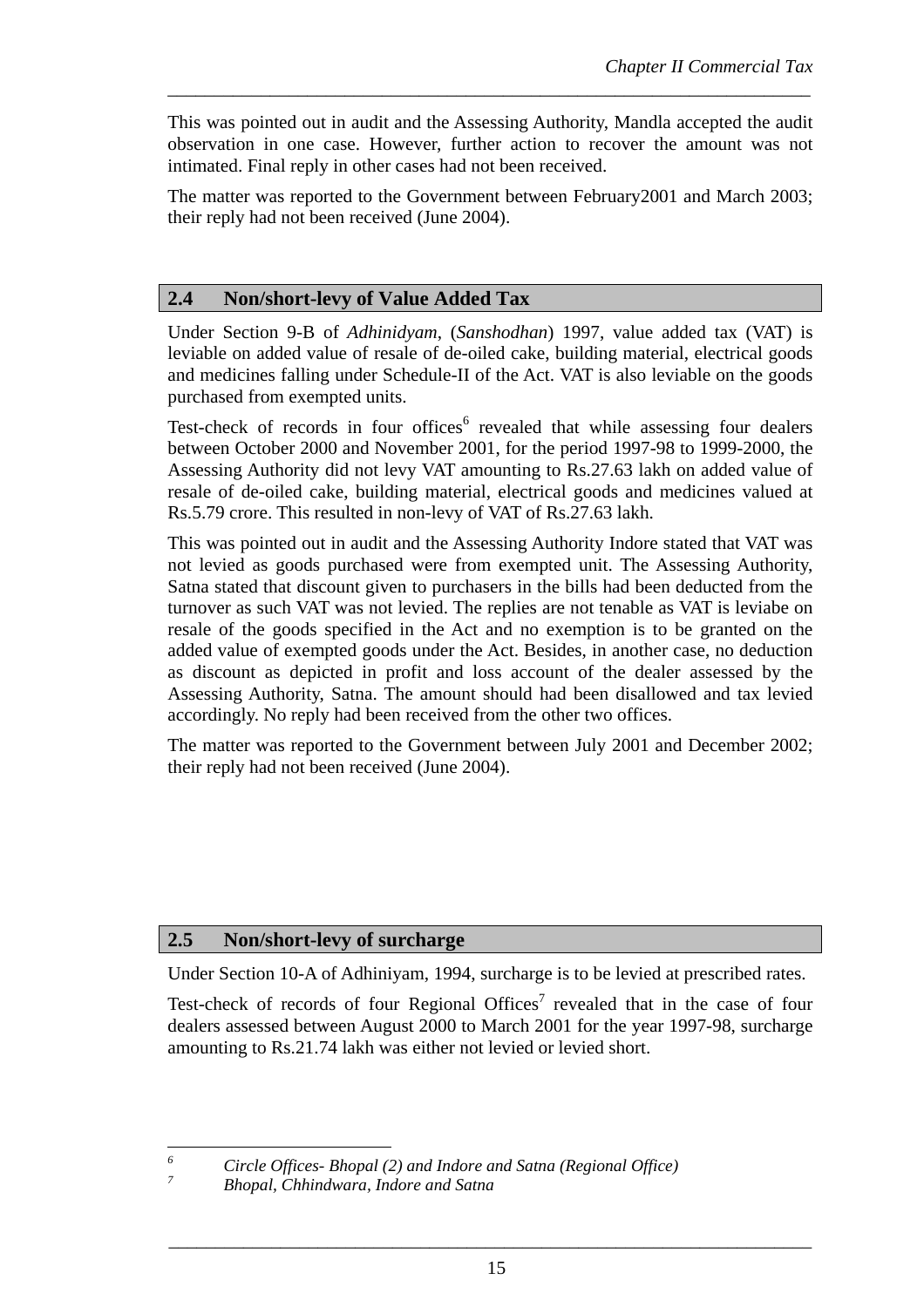This was pointed out in audit and the Assessing Authority, Mandla accepted the audit observation in one case. However, further action to recover the amount was not intimated. Final reply in other cases had not been received.

The matter was reported to the Government between February2001 and March 2003; their reply had not been received (June 2004).

## 2.4 Non/short-levy of Value Added Tax

Under Section 9-B of *Adhinidyam*, (*Sanshodhan*) 1997, value added tax (VAT) is leviable on added value of resale of de-oiled cake, building material, electrical goods and medicines falling under Schedule-II of the Act. VAT is also leviable on the goods purchased from exempted units.

Test-check of records in four offices[6] revealed that while assessing four dealers between October 2000 and November 2001, for the period 1997-98 to 1999-2000, the Assessing Authority did not levy VAT amounting to Rs.27.63 lakh on added value of resale of de-oiled cake, building material, electrical goods and medicines valued at Rs.5.79 crore. This resulted in non-levy of VAT of Rs.27.63 lakh.

This was pointed out in audit and the Assessing Authority Indore stated that VAT was not levied as goods purchased were from exempted unit. The Assessing Authority, Satna stated that discount given to purchasers in the bills had been deducted from the turnover as such VAT was not levied. The replies are not tenable as VAT is leviabe on resale of the goods specified in the Act and no exemption is to be granted on the added value of exempted goods under the Act. Besides, in another case, no deduction as discount as depicted in profit and loss account of the dealer assessed by the Assessing Authority, Satna. The amount should had been disallowed and tax levied accordingly. No reply had been received from the other two offices.

The matter was reported to the Government between July 2001 and December 2002; their reply had not been received (June 2004).

## 2.5 Non/short-levy of surcharge

Under Section 10-A of Adhiniyam, 1994, surcharge is to be levied at prescribed rates.

Test-check of records of four Regional Offices[7] revealed that in the case of four dealers assessed between August 2000 to March 2001 for the year 1997-98, surcharge amounting to Rs.21.74 lakh was either not levied or levied short.

---

[6] *Circle Offices- Bhopal (2) and Indore and Satna (Regional Office)*

[7] *Bhopal, Chhindwara, Indore and Satna*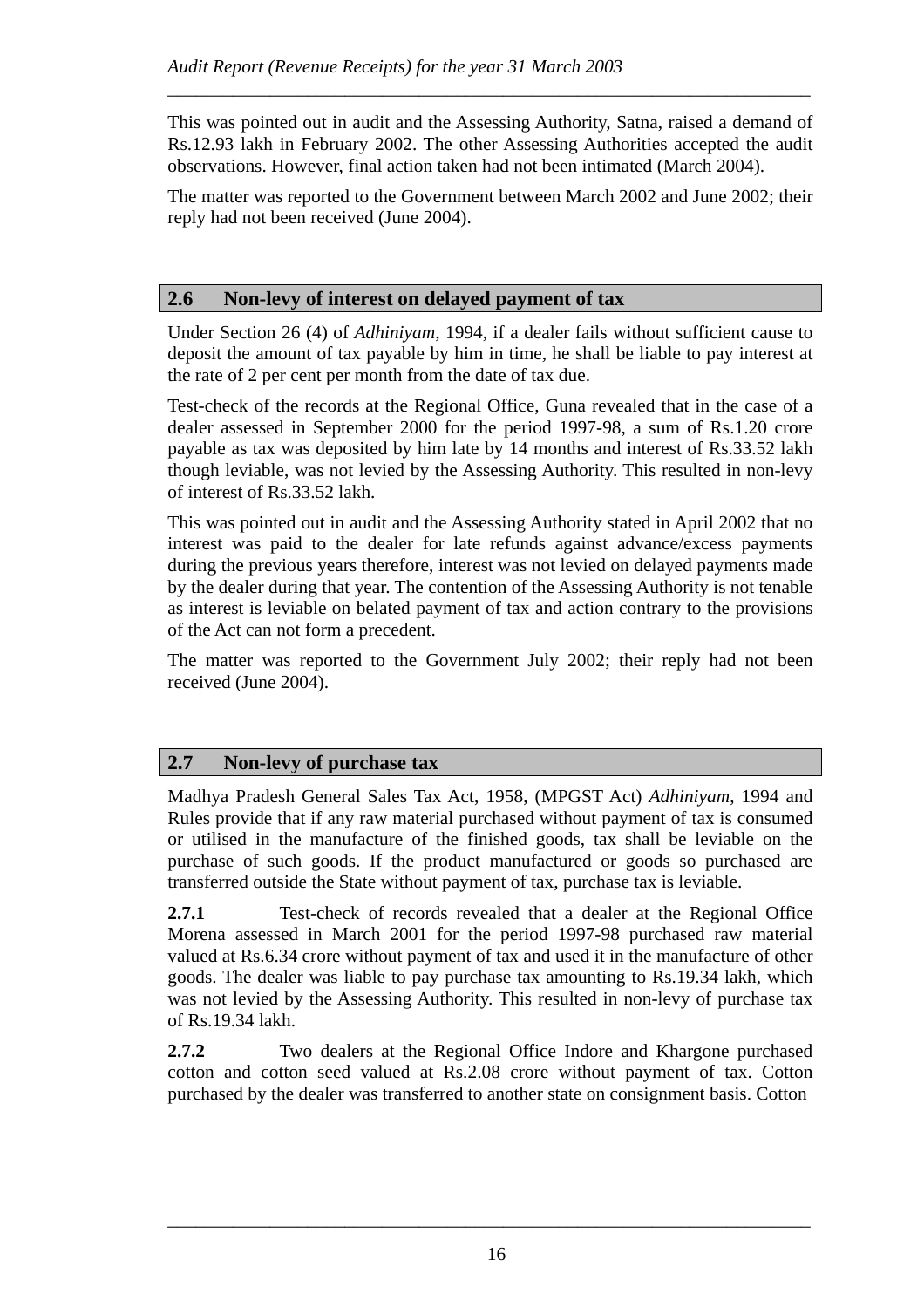This was pointed out in audit and the Assessing Authority, Satna, raised a demand of Rs.12.93 lakh in February 2002. The other Assessing Authorities accepted the audit observations. However, final action taken had not been intimated (March 2004).

The matter was reported to the Government between March 2002 and June 2002; their reply had not been received (June 2004).

## 2.6 Non-levy of interest on delayed payment of tax

Under Section 26 (4) of *Adhiniyam*, 1994, if a dealer fails without sufficient cause to deposit the amount of tax payable by him in time, he shall be liable to pay interest at the rate of 2 per cent per month from the date of tax due.

Test-check of the records at the Regional Office, Guna revealed that in the case of a dealer assessed in September 2000 for the period 1997-98, a sum of Rs.1.20 crore payable as tax was deposited by him late by 14 months and interest of Rs.33.52 lakh though leviable, was not levied by the Assessing Authority. This resulted in non-levy of interest of Rs.33.52 lakh.

This was pointed out in audit and the Assessing Authority stated in April 2002 that no interest was paid to the dealer for late refunds against advance/excess payments during the previous years therefore, interest was not levied on delayed payments made by the dealer during that year. The contention of the Assessing Authority is not tenable as interest is leviable on belated payment of tax and action contrary to the provisions of the Act can not form a precedent.

The matter was reported to the Government July 2002; their reply had not been received (June 2004).

## 2.7 Non-levy of purchase tax

Madhya Pradesh General Sales Tax Act, 1958, (MPGST Act) *Adhiniyam*, 1994 and Rules provide that if any raw material purchased without payment of tax is consumed or utilised in the manufacture of the finished goods, tax shall be leviable on the purchase of such goods. If the product manufactured or goods so purchased are transferred outside the State without payment of tax, purchase tax is leviable.

**2.7.1** Test-check of records revealed that a dealer at the Regional Office Morena assessed in March 2001 for the period 1997-98 purchased raw material valued at Rs.6.34 crore without payment of tax and used it in the manufacture of other goods. The dealer was liable to pay purchase tax amounting to Rs.19.34 lakh, which was not levied by the Assessing Authority. This resulted in non-levy of purchase tax of Rs.19.34 lakh.

**2.7.2** Two dealers at the Regional Office Indore and Khargone purchased cotton and cotton seed valued at Rs.2.08 crore without payment of tax. Cotton purchased by the dealer was transferred to another state on consignment basis. Cotton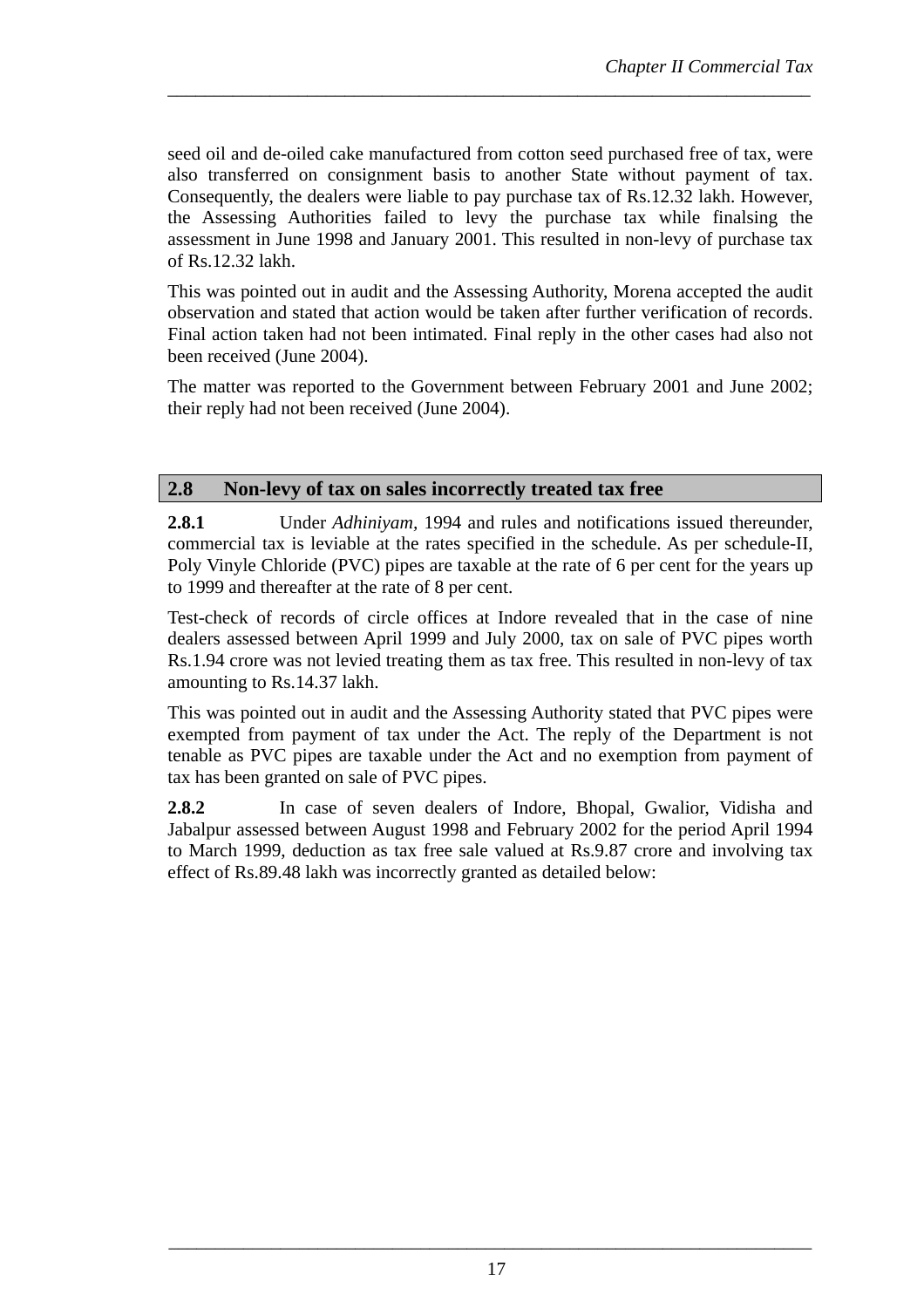seed oil and de-oiled cake manufactured from cotton seed purchased free of tax, were also transferred on consignment basis to another State without payment of tax. Consequently, the dealers were liable to pay purchase tax of Rs.12.32 lakh. However, the Assessing Authorities failed to levy the purchase tax while finalsing the assessment in June 1998 and January 2001. This resulted in non-levy of purchase tax of Rs.12.32 lakh.

This was pointed out in audit and the Assessing Authority, Morena accepted the audit observation and stated that action would be taken after further verification of records. Final action taken had not been intimated. Final reply in the other cases had also not been received (June 2004).

The matter was reported to the Government between February 2001 and June 2002; their reply had not been received (June 2004).

## 2.8 Non-levy of tax on sales incorrectly treated tax free

**2.8.1** Under *Adhiniyam,* 1994 and rules and notifications issued thereunder, commercial tax is leviable at the rates specified in the schedule. As per schedule-II, Poly Vinyle Chloride (PVC) pipes are taxable at the rate of 6 per cent for the years up to 1999 and thereafter at the rate of 8 per cent.

Test-check of records of circle offices at Indore revealed that in the case of nine dealers assessed between April 1999 and July 2000, tax on sale of PVC pipes worth Rs.1.94 crore was not levied treating them as tax free. This resulted in non-levy of tax amounting to Rs.14.37 lakh.

This was pointed out in audit and the Assessing Authority stated that PVC pipes were exempted from payment of tax under the Act. The reply of the Department is not tenable as PVC pipes are taxable under the Act and no exemption from payment of tax has been granted on sale of PVC pipes.

**2.8.2** In case of seven dealers of Indore, Bhopal, Gwalior, Vidisha and Jabalpur assessed between August 1998 and February 2002 for the period April 1994 to March 1999, deduction as tax free sale valued at Rs.9.87 crore and involving tax effect of Rs.89.48 lakh was incorrectly granted as detailed below: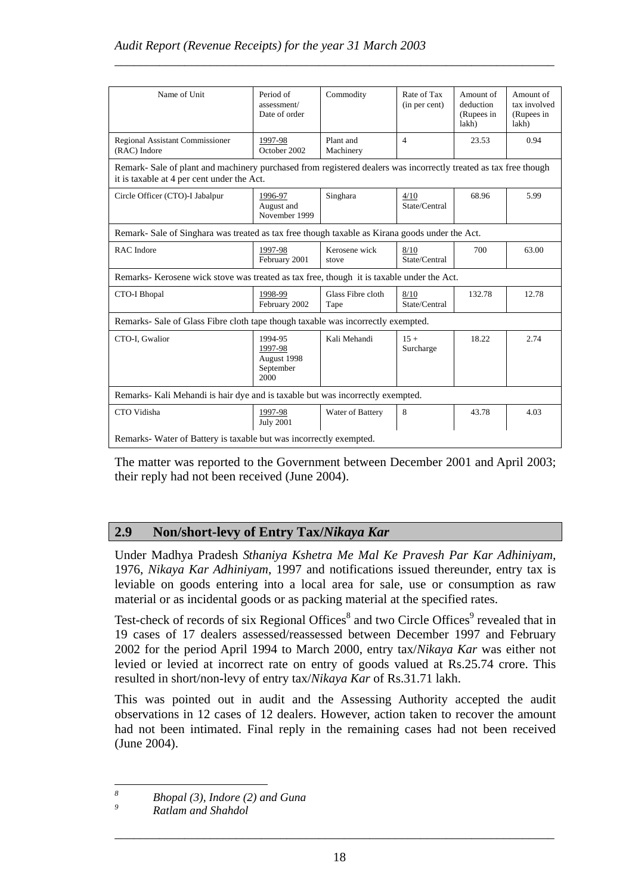| Name of Unit | Period of assessment/ Date of order | Commodity | Rate of Tax (in per cent) | Amount of deduction (Rupees in lakh) | Amount of tax involved (Rupees in lakh) |
|---|---|---|---|---|---|
| Regional Assistant Commissioner (RAC) Indore | 1997-98 October 2002 | Plant and Machinery | 4 | 23.53 | 0.94 |
| Remark- Sale of plant and machinery purchased from registered dealers was incorrectly treated as tax free though it is taxable at 4 per cent under the Act. | | | | | |
| Circle Officer (CTO)-I Jabalpur | 1996-97 August and November 1999 | Singhara | 4/10 State/Central | 68.96 | 5.99 |
| Remark- Sale of Singhara was treated as tax free though taxable as Kirana goods under the Act. | | | | | |
| RAC Indore | 1997-98 February 2001 | Kerosene wick stove | 8/10 State/Central | 700 | 63.00 |
| Remarks- Kerosene wick stove was treated as tax free, though it is taxable under the Act. | | | | | |
| CTO-I Bhopal | 1998-99 February 2002 | Glass Fibre cloth Tape | 8/10 State/Central | 132.78 | 12.78 |
| Remarks- Sale of Glass Fibre cloth tape though taxable was incorrectly exempted. | | | | | |
| CTO-I, Gwalior | 1994-95 1997-98 August 1998 September 2000 | Kali Mehandi | 15 + Surcharge | 18.22 | 2.74 |
| Remarks- Kali Mehandi is hair dye and is taxable but was incorrectly exempted. | | | | | |
| CTO Vidisha | 1997-98 July 2001 | Water of Battery | 8 | 43.78 | 4.03 |
| Remarks- Water of Battery is taxable but was incorrectly exempted. | | | | | |

The matter was reported to the Government between December 2001 and April 2003; their reply had not been received (June 2004).

## 2.9 Non/short-levy of Entry Tax/*Nikaya Kar*

Under Madhya Pradesh *Sthaniya Kshetra Me Mal Ke Pravesh Par Kar Adhiniyam*, 1976, *Nikaya Kar Adhiniyam*, 1997 and notifications issued thereunder, entry tax is leviable on goods entering into a local area for sale, use or consumption as raw material or as incidental goods or as packing material at the specified rates.

Test-check of records of six Regional Offices[8] and two Circle Offices[9] revealed that in 19 cases of 17 dealers assessed/reassessed between December 1997 and February 2002 for the period April 1994 to March 2000, entry tax/*Nikaya Kar* was either not levied or levied at incorrect rate on entry of goods valued at Rs.25.74 crore. This resulted in short/non-levy of entry tax/*Nikaya Kar* of Rs.31.71 lakh.

This was pointed out in audit and the Assessing Authority accepted the audit observations in 12 cases of 12 dealers. However, action taken to recover the amount had not been intimated. Final reply in the remaining cases had not been received (June 2004).

---

[8] *Bhopal (3), Indore (2) and Guna*

[9] *Ratlam and Shahdol*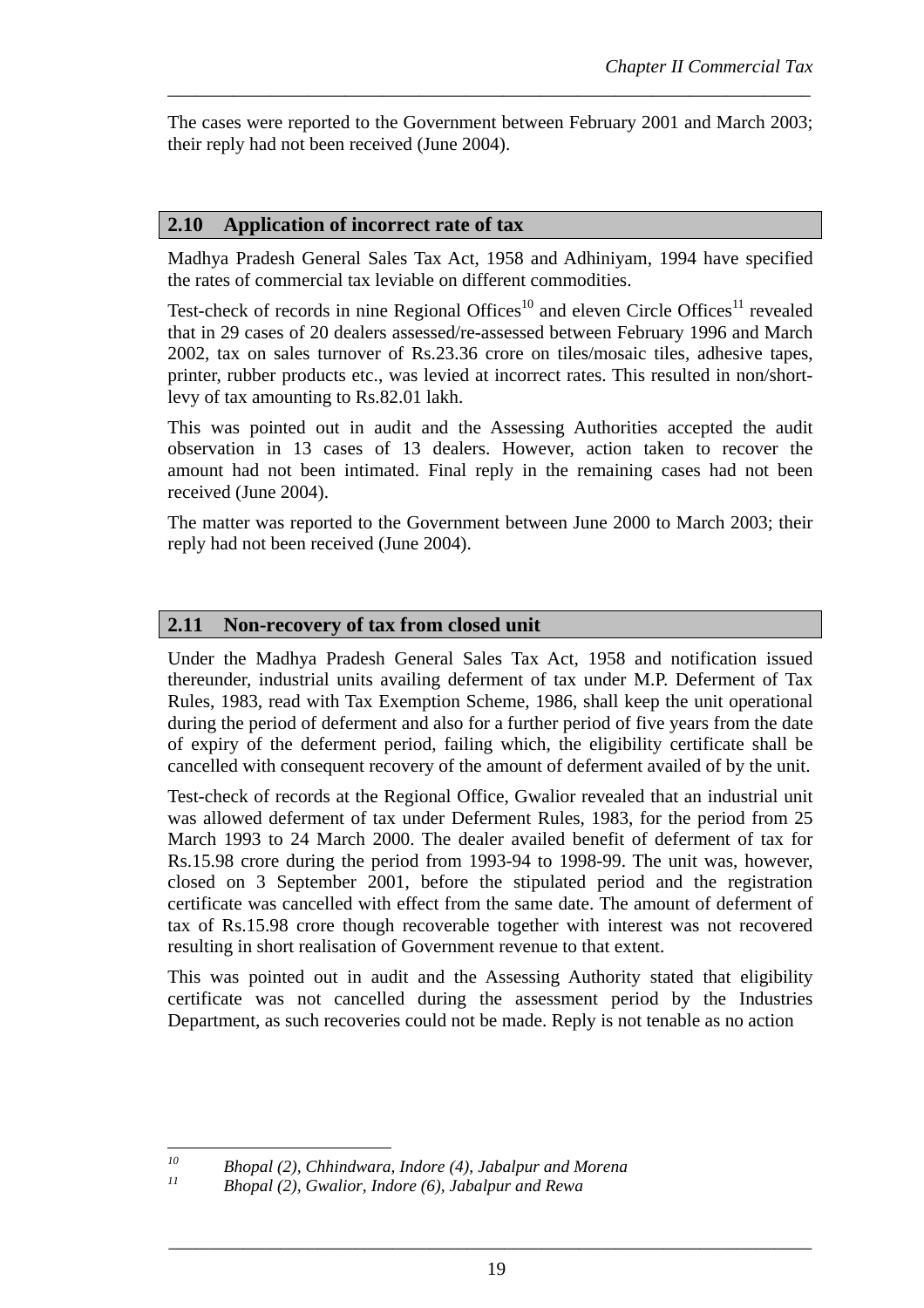The cases were reported to the Government between February 2001 and March 2003; their reply had not been received (June 2004).

## 2.10 Application of incorrect rate of tax

Madhya Pradesh General Sales Tax Act, 1958 and Adhiniyam, 1994 have specified the rates of commercial tax leviable on different commodities.

Test-check of records in nine Regional Offices[10] and eleven Circle Offices[11] revealed that in 29 cases of 20 dealers assessed/re-assessed between February 1996 and March 2002, tax on sales turnover of Rs.23.36 crore on tiles/mosaic tiles, adhesive tapes, printer, rubber products etc., was levied at incorrect rates. This resulted in non/short-levy of tax amounting to Rs.82.01 lakh.

This was pointed out in audit and the Assessing Authorities accepted the audit observation in 13 cases of 13 dealers. However, action taken to recover the amount had not been intimated. Final reply in the remaining cases had not been received (June 2004).

The matter was reported to the Government between June 2000 to March 2003; their reply had not been received (June 2004).

## 2.11 Non-recovery of tax from closed unit

Under the Madhya Pradesh General Sales Tax Act, 1958 and notification issued thereunder, industrial units availing deferment of tax under M.P. Deferment of Tax Rules, 1983, read with Tax Exemption Scheme, 1986, shall keep the unit operational during the period of deferment and also for a further period of five years from the date of expiry of the deferment period, failing which, the eligibility certificate shall be cancelled with consequent recovery of the amount of deferment availed of by the unit.

Test-check of records at the Regional Office, Gwalior revealed that an industrial unit was allowed deferment of tax under Deferment Rules, 1983, for the period from 25 March 1993 to 24 March 2000. The dealer availed benefit of deferment of tax for Rs.15.98 crore during the period from 1993-94 to 1998-99. The unit was, however, closed on 3 September 2001, before the stipulated period and the registration certificate was cancelled with effect from the same date. The amount of deferment of tax of Rs.15.98 crore though recoverable together with interest was not recovered resulting in short realisation of Government revenue to that extent.

This was pointed out in audit and the Assessing Authority stated that eligibility certificate was not cancelled during the assessment period by the Industries Department, as such recoveries could not be made. Reply is not tenable as no action

---

[10] *Bhopal (2), Chhindwara, Indore (4), Jabalpur and Morena*

[11] *Bhopal (2), Gwalior, Indore (6), Jabalpur and Rewa*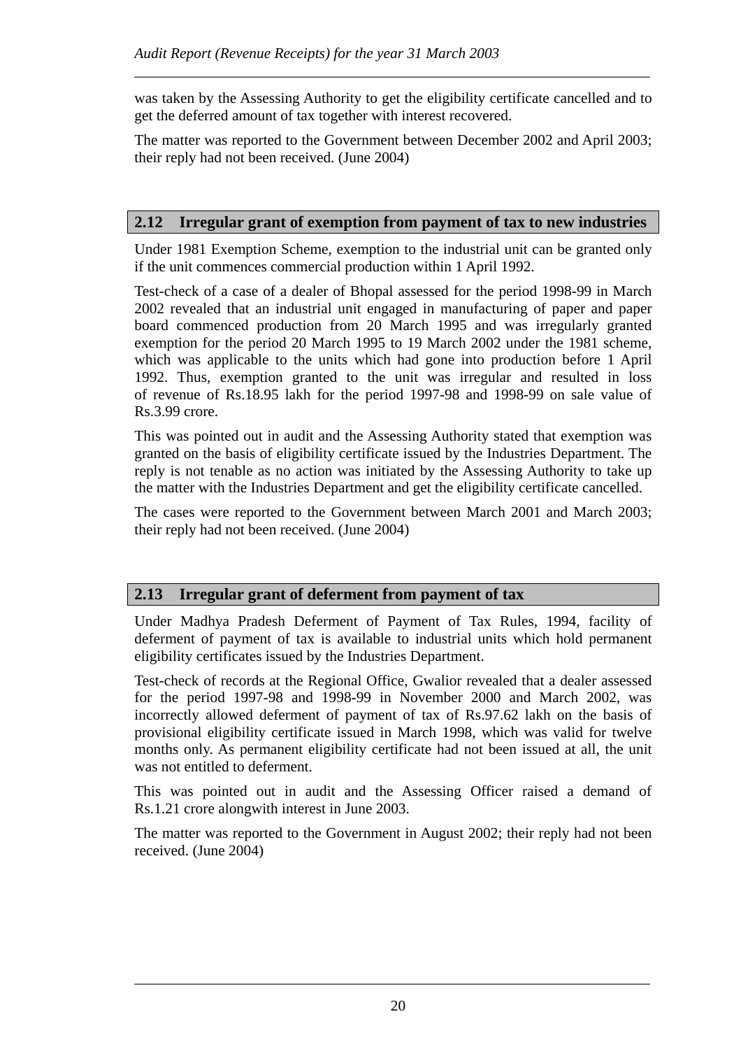was taken by the Assessing Authority to get the eligibility certificate cancelled and to get the deferred amount of tax together with interest recovered.

The matter was reported to the Government between December 2002 and April 2003; their reply had not been received. (June 2004)

## 2.12 Irregular grant of exemption from payment of tax to new industries

Under 1981 Exemption Scheme, exemption to the industrial unit can be granted only if the unit commences commercial production within 1 April 1992.

Test-check of a case of a dealer of Bhopal assessed for the period 1998-99 in March 2002 revealed that an industrial unit engaged in manufacturing of paper and paper board commenced production from 20 March 1995 and was irregularly granted exemption for the period 20 March 1995 to 19 March 2002 under the 1981 scheme, which was applicable to the units which had gone into production before 1 April 1992. Thus, exemption granted to the unit was irregular and resulted in loss of revenue of Rs.18.95 lakh for the period 1997-98 and 1998-99 on sale value of Rs.3.99 crore.

This was pointed out in audit and the Assessing Authority stated that exemption was granted on the basis of eligibility certificate issued by the Industries Department. The reply is not tenable as no action was initiated by the Assessing Authority to take up the matter with the Industries Department and get the eligibility certificate cancelled.

The cases were reported to the Government between March 2001 and March 2003; their reply had not been received. (June 2004)

## 2.13 Irregular grant of deferment from payment of tax

Under Madhya Pradesh Deferment of Payment of Tax Rules, 1994, facility of deferment of payment of tax is available to industrial units which hold permanent eligibility certificates issued by the Industries Department.

Test-check of records at the Regional Office, Gwalior revealed that a dealer assessed for the period 1997-98 and 1998-99 in November 2000 and March 2002, was incorrectly allowed deferment of payment of tax of Rs.97.62 lakh on the basis of provisional eligibility certificate issued in March 1998, which was valid for twelve months only. As permanent eligibility certificate had not been issued at all, the unit was not entitled to deferment.

This was pointed out in audit and the Assessing Officer raised a demand of Rs.1.21 crore alongwith interest in June 2003.

The matter was reported to the Government in August 2002; their reply had not been received. (June 2004)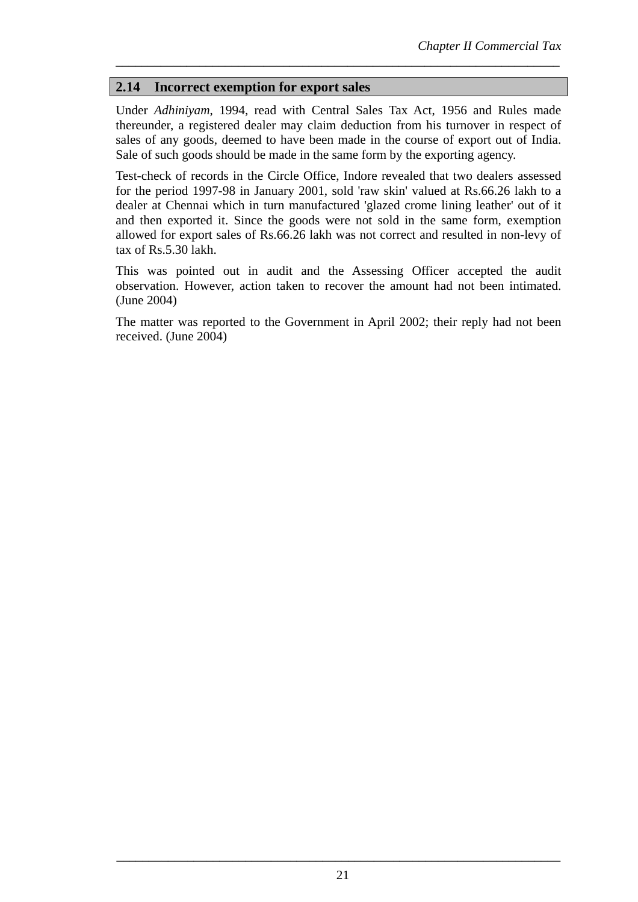## 2.14 Incorrect exemption for export sales

Under *Adhiniyam*, 1994, read with Central Sales Tax Act, 1956 and Rules made thereunder, a registered dealer may claim deduction from his turnover in respect of sales of any goods, deemed to have been made in the course of export out of India. Sale of such goods should be made in the same form by the exporting agency.

Test-check of records in the Circle Office, Indore revealed that two dealers assessed for the period 1997-98 in January 2001, sold 'raw skin' valued at Rs.66.26 lakh to a dealer at Chennai which in turn manufactured 'glazed crome lining leather' out of it and then exported it. Since the goods were not sold in the same form, exemption allowed for export sales of Rs.66.26 lakh was not correct and resulted in non-levy of tax of Rs.5.30 lakh.

This was pointed out in audit and the Assessing Officer accepted the audit observation. However, action taken to recover the amount had not been intimated. (June 2004)

The matter was reported to the Government in April 2002; their reply had not been received. (June 2004)